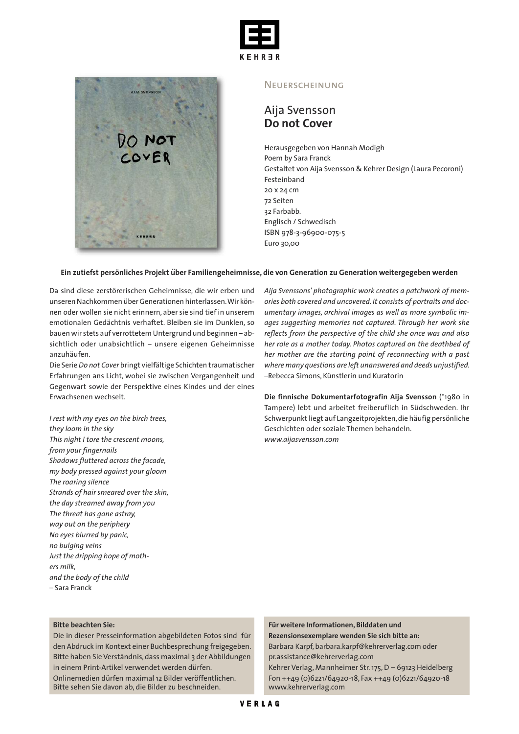KEHRER

## Neuerscheinung

# Aija Svensson
# **Do not Cover**

Herausgegeben von Hannah Modigh
Poem by Sara Franck
Gestaltet von Aija Svensson & Kehrer Design (Laura Pecoroni)
Festeinband
20 x 24 cm
72 Seiten
32 Farbabb.
Englisch / Schwedisch
ISBN 978-3-96900-075-5
Euro 30,00

**Ein zutiefst persönliches Projekt über Familiengeheimnisse, die von Generation zu Generation weitergegeben werden**

Da sind diese zerstörerischen Geheimnisse, die wir erben und unseren Nachkommen über Generationen hinterlassen. Wir können oder wollen sie nicht erinnern, aber sie sind tief in unserem emotionalen Gedächtnis verhaftet. Bleiben sie im Dunklen, so bauen wir stets auf verrottetem Untergrund und beginnen – absichtlich oder unabsichtlich – unsere eigenen Geheimnisse anzuhäufen.
Die Serie *Do not Cover* bringt vielfältige Schichten traumatischer Erfahrungen ans Licht, wobei sie zwischen Vergangenheit und Gegenwart sowie der Perspektive eines Kindes und der eines Erwachsenen wechselt.

*I rest with my eyes on the birch trees,*
*they loom in the sky*
*This night I tore the crescent moons,*
*from your fingernails*
*Shadows fluttered across the facade,*
*my body pressed against your gloom*
*The roaring silence*
*Strands of hair smeared over the skin,*
*the day streamed away from you*
*The threat has gone astray,*
*way out on the periphery*
*No eyes blurred by panic,*
*no bulging veins*
*Just the dripping hope of moth-*
*ers milk,*
*and the body of the child*
– Sara Franck

*Aija Svenssons' photographic work creates a patchwork of memories both covered and uncovered. It consists of portraits and documentary images, archival images as well as more symbolic images suggesting memories not captured. Through her work she reflects from the perspective of the child she once was and also her role as a mother today. Photos captured on the deathbed of her mother are the starting point of reconnecting with a past where many questions are left unanswered and deeds unjustified.*
–Rebecca Simons, Künstlerin und Kuratorin

**Die finnische Dokumentarfotografin Aija Svensson** (*1980 in Tampere) lebt und arbeitet freiberuflich in Südschweden. Ihr Schwerpunkt liegt auf Langzeitprojekten, die häufig persönliche Geschichten oder soziale Themen behandeln.
*www.aijasvensson.com*

**Bitte beachten Sie:**
Die in dieser Presseinformation abgebildeten Fotos sind für den Abdruck im Kontext einer Buchbesprechung freigegeben. Bitte haben Sie Verständnis, dass maximal 3 der Abbildungen in einem Print-Artikel verwendet werden dürfen. Onlinemedien dürfen maximal 12 Bilder veröffentlichen. Bitte sehen Sie davon ab, die Bilder zu beschneiden.

**Für weitere Informationen, Bilddaten und Rezensionsexemplare wenden Sie sich bitte an:**
Barbara Karpf, barbara.karpf@kehrerverlag.com oder
pr.assistance@kehrerverlag.com
Kehrer Verlag, Mannheimer Str. 175, D – 69123 Heidelberg
Fon ++49 (0)6221/64920-18, Fax ++49 (0)6221/64920-18
www.kehrerverlag.com

VERLAG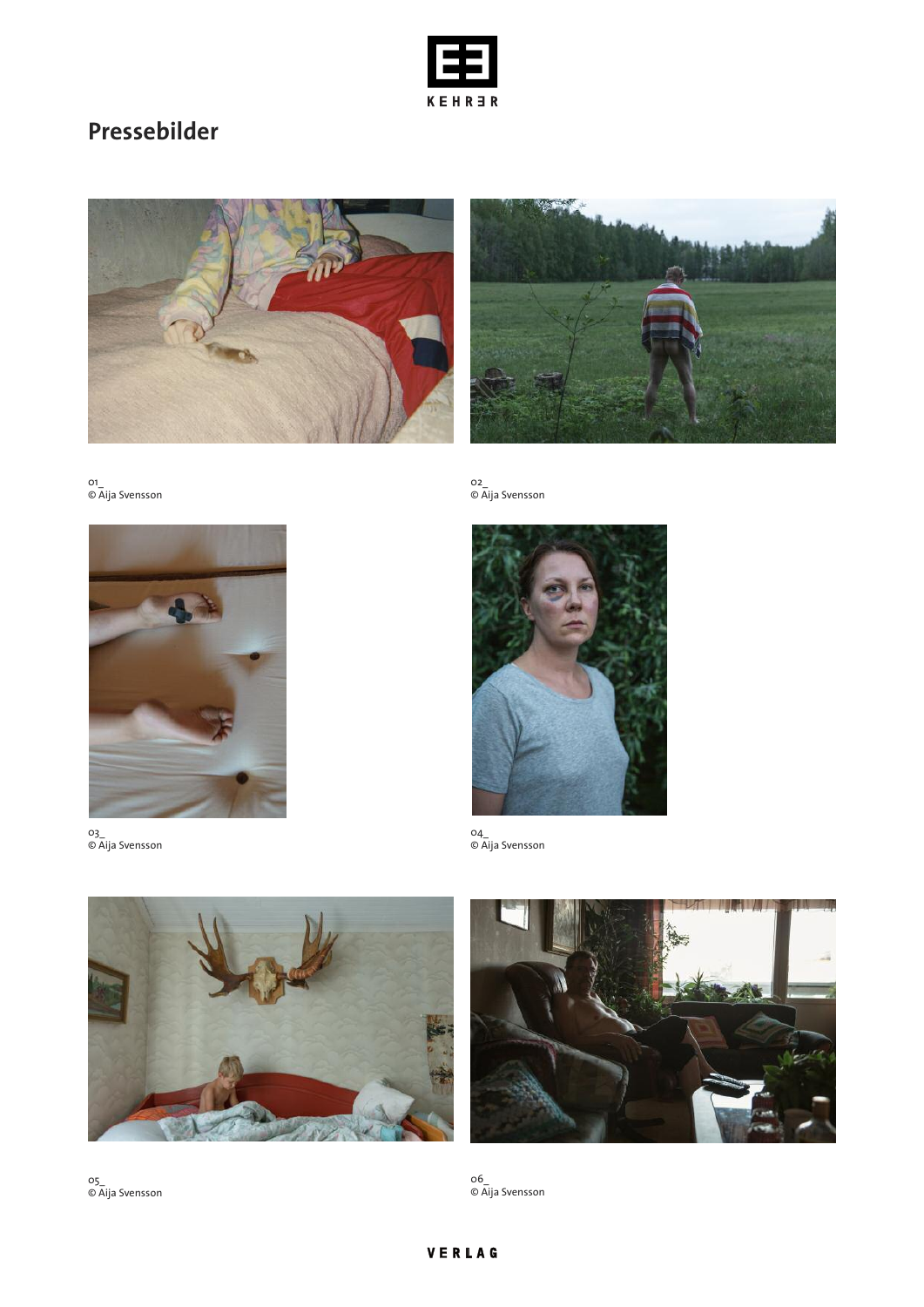# Pressebilder

01_
© Aija Svensson

02_
© Aija Svensson

03_
© Aija Svensson

04_
© Aija Svensson

05_
© Aija Svensson

06_
© Aija Svensson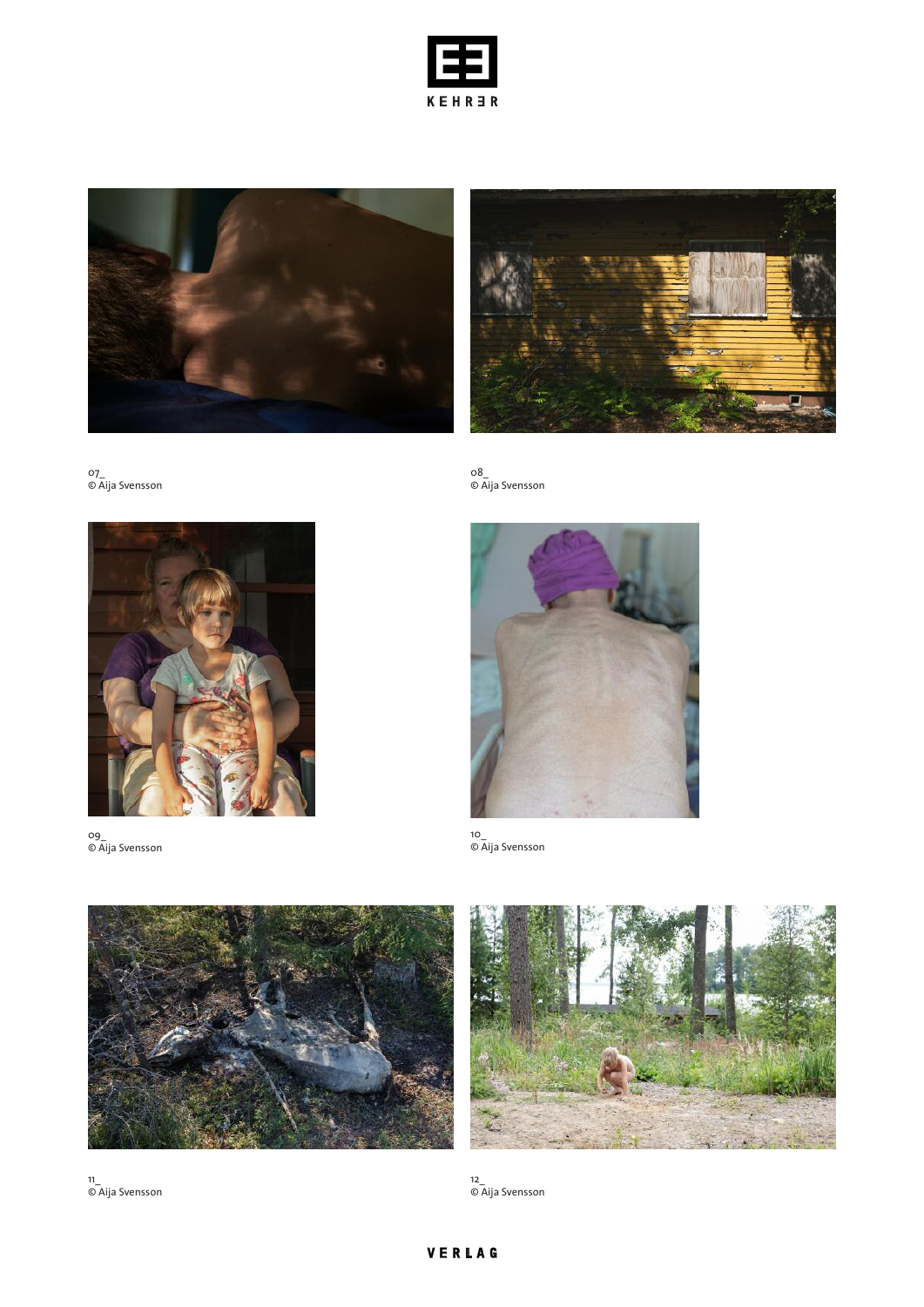07_
© Aija Svensson

08_
© Aija Svensson

09_
© Aija Svensson

10_
© Aija Svensson

11_
© Aija Svensson

12_
© Aija Svensson